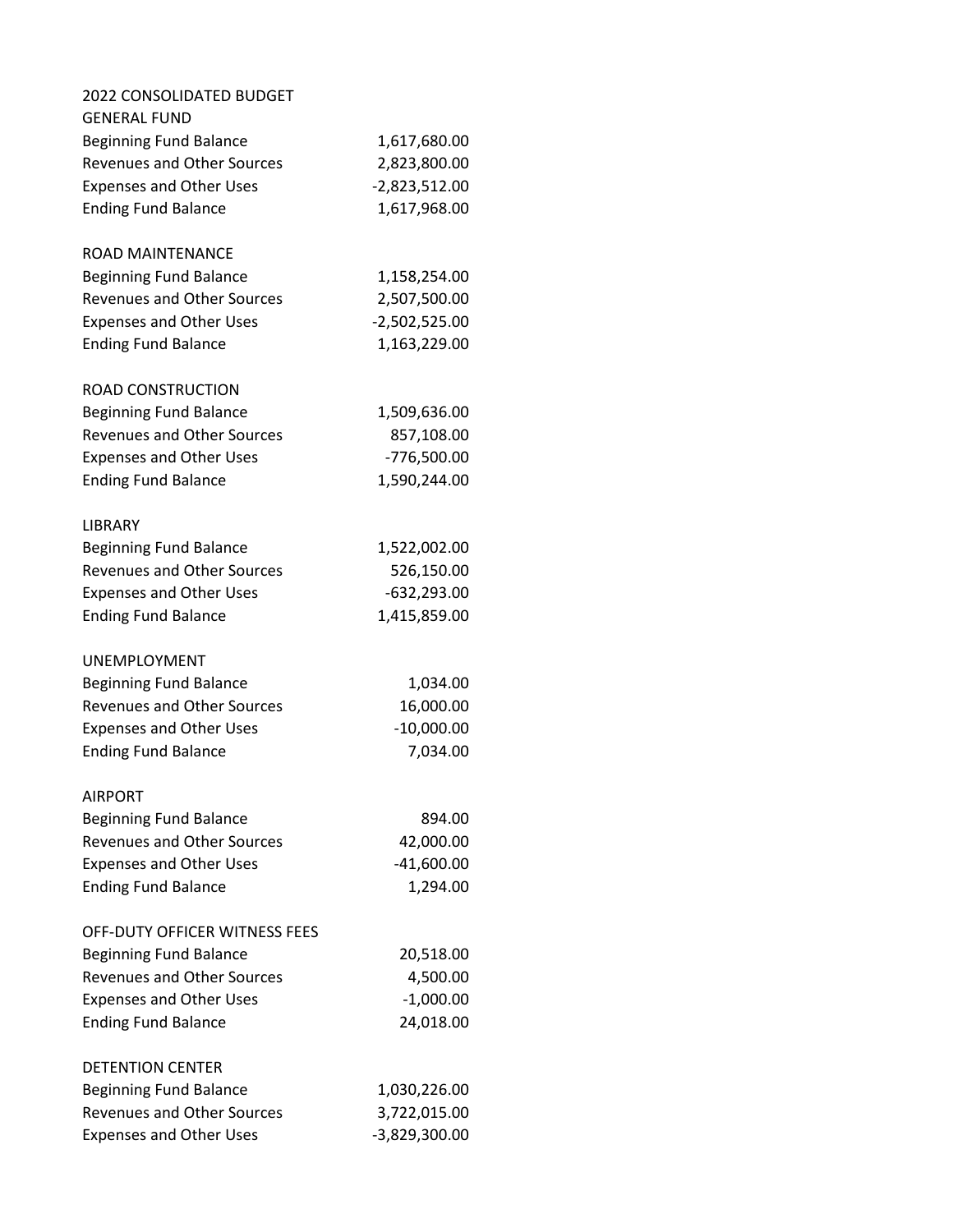# 2022 CONSOLIDATED BUDGET

## GENERAL FUND

| | |
|---|---|
| Beginning Fund Balance | 1,617,680.00 |
| Revenues and Other Sources | 2,823,800.00 |
| Expenses and Other Uses | -2,823,512.00 |
| Ending Fund Balance | 1,617,968.00 |

## ROAD MAINTENANCE

| | |
|---|---|
| Beginning Fund Balance | 1,158,254.00 |
| Revenues and Other Sources | 2,507,500.00 |
| Expenses and Other Uses | -2,502,525.00 |
| Ending Fund Balance | 1,163,229.00 |

## ROAD CONSTRUCTION

| | |
|---|---|
| Beginning Fund Balance | 1,509,636.00 |
| Revenues and Other Sources | 857,108.00 |
| Expenses and Other Uses | -776,500.00 |
| Ending Fund Balance | 1,590,244.00 |

## LIBRARY

| | |
|---|---|
| Beginning Fund Balance | 1,522,002.00 |
| Revenues and Other Sources | 526,150.00 |
| Expenses and Other Uses | -632,293.00 |
| Ending Fund Balance | 1,415,859.00 |

## UNEMPLOYMENT

| | |
|---|---|
| Beginning Fund Balance | 1,034.00 |
| Revenues and Other Sources | 16,000.00 |
| Expenses and Other Uses | -10,000.00 |
| Ending Fund Balance | 7,034.00 |

## AIRPORT

| | |
|---|---|
| Beginning Fund Balance | 894.00 |
| Revenues and Other Sources | 42,000.00 |
| Expenses and Other Uses | -41,600.00 |
| Ending Fund Balance | 1,294.00 |

## OFF-DUTY OFFICER WITNESS FEES

| | |
|---|---|
| Beginning Fund Balance | 20,518.00 |
| Revenues and Other Sources | 4,500.00 |
| Expenses and Other Uses | -1,000.00 |
| Ending Fund Balance | 24,018.00 |

## DETENTION CENTER

| | |
|---|---|
| Beginning Fund Balance | 1,030,226.00 |
| Revenues and Other Sources | 3,722,015.00 |
| Expenses and Other Uses | -3,829,300.00 |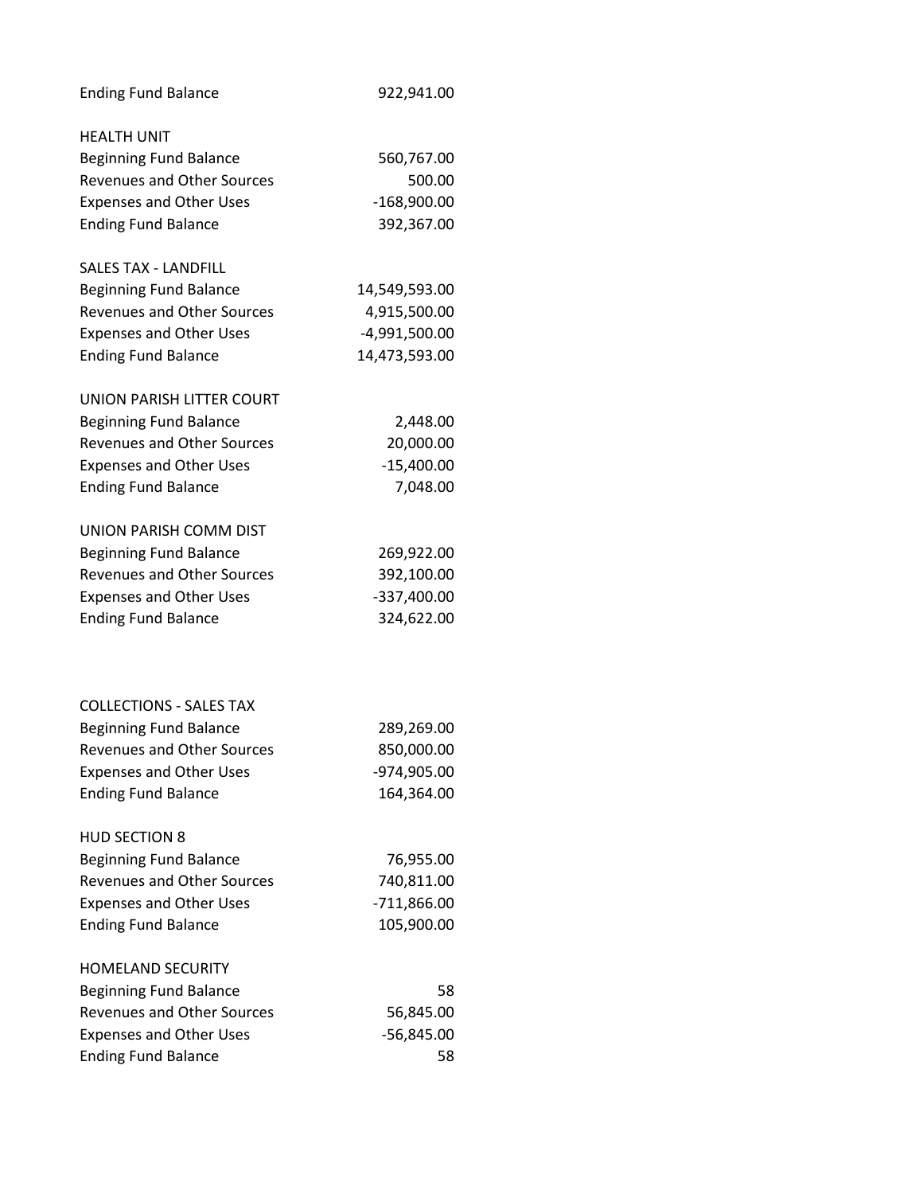| | |
|---|---|
| Ending Fund Balance | 922,941.00 |

HEALTH UNIT

| | |
|---|---|
| Beginning Fund Balance | 560,767.00 |
| Revenues and Other Sources | 500.00 |
| Expenses and Other Uses | -168,900.00 |
| Ending Fund Balance | 392,367.00 |

SALES TAX - LANDFILL

| | |
|---|---|
| Beginning Fund Balance | 14,549,593.00 |
| Revenues and Other Sources | 4,915,500.00 |
| Expenses and Other Uses | -4,991,500.00 |
| Ending Fund Balance | 14,473,593.00 |

UNION PARISH LITTER COURT

| | |
|---|---|
| Beginning Fund Balance | 2,448.00 |
| Revenues and Other Sources | 20,000.00 |
| Expenses and Other Uses | -15,400.00 |
| Ending Fund Balance | 7,048.00 |

UNION PARISH COMM DIST

| | |
|---|---|
| Beginning Fund Balance | 269,922.00 |
| Revenues and Other Sources | 392,100.00 |
| Expenses and Other Uses | -337,400.00 |
| Ending Fund Balance | 324,622.00 |

COLLECTIONS - SALES TAX

| | |
|---|---|
| Beginning Fund Balance | 289,269.00 |
| Revenues and Other Sources | 850,000.00 |
| Expenses and Other Uses | -974,905.00 |
| Ending Fund Balance | 164,364.00 |

HUD SECTION 8

| | |
|---|---|
| Beginning Fund Balance | 76,955.00 |
| Revenues and Other Sources | 740,811.00 |
| Expenses and Other Uses | -711,866.00 |
| Ending Fund Balance | 105,900.00 |

HOMELAND SECURITY

| | |
|---|---|
| Beginning Fund Balance | 58 |
| Revenues and Other Sources | 56,845.00 |
| Expenses and Other Uses | -56,845.00 |
| Ending Fund Balance | 58 |